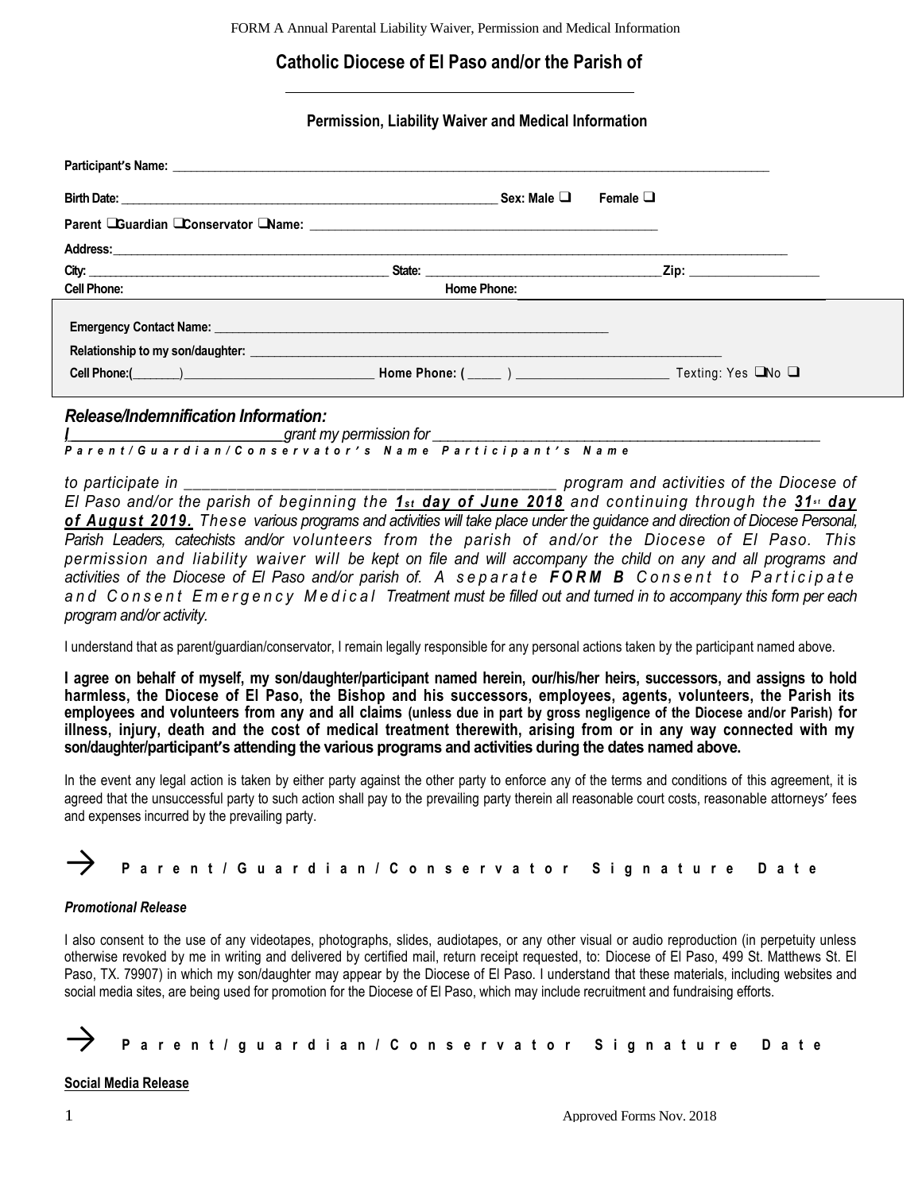FORM A Annual Parental Liability Waiver, Permission and Medical Information

## Catholic Diocese of El Paso and/or the Parish of

_______________________________________________

### Permission, Liability Waiver and Medical Information

**Participant's Name:** ____________________________________________________________________________________________

**Birth Date:** ___________________________________________________________ **Sex: Male ❑ Female ❑**

**Parent ❑Guardian ❑Conservator ❑Name:** ______________________________________________________

**Address:**____________________________________________________________________________________________________

**City:** _______________________________________________ **State:** ___________________________________**Zip:** ___________________

**Cell Phone:** **Home Phone:**

**Emergency Contact Name:** ______________________________________________________________

**Relationship to my son/daughter:** ________________________________________________________________________

**Cell Phone:(________)**_____________________________ **Home Phone: ( _____ )** ______________________ Texting: Yes ❑No ❑

### *Release/Indemnification Information:*

*I____________________________grant my permission for ___________________________________________________________*
***Parent/Guardian/Conservator's Name Participant's Name***

*to participate in _______________________________________________ program and activities of the Diocese of El Paso and/or the parish of beginning the **1st day of June 2018** and continuing through the **31st day of August 2019.** These various programs and activities will take place under the guidance and direction of Diocese Personal, Parish Leaders, catechists and/or volunteers from the parish of and/or the Diocese of El Paso. This permission and liability waiver will be kept on file and will accompany the child on any and all programs and activities of the Diocese of El Paso and/or parish of. A separate **FORM B** Consent to Participate and Consent Emergency Medical Treatment must be filled out and turned in to accompany this form per each program and/or activity.*

I understand that as parent/guardian/conservator, I remain legally responsible for any personal actions taken by the participant named above.

**I agree on behalf of myself, my son/daughter/participant named herein, our/his/her heirs, successors, and assigns to hold harmless, the Diocese of El Paso, the Bishop and his successors, employees, agents, volunteers, the Parish its employees and volunteers from any and all claims (unless due in part by gross negligence of the Diocese and/or Parish) for illness, injury, death and the cost of medical treatment therewith, arising from or in any way connected with my son/daughter/participant's attending the various programs and activities during the dates named above.**

In the event any legal action is taken by either party against the other party to enforce any of the terms and conditions of this agreement, it is agreed that the unsuccessful party to such action shall pay to the prevailing party therein all reasonable court costs, reasonable attorneys' fees and expenses incurred by the prevailing party.

→ **Parent/Guardian/Conservator Signature Date**

***Promotional Release***

I also consent to the use of any videotapes, photographs, slides, audiotapes, or any other visual or audio reproduction (in perpetuity unless otherwise revoked by me in writing and delivered by certified mail, return receipt requested, to: Diocese of El Paso, 499 St. Matthews St. El Paso, TX. 79907) in which my son/daughter may appear by the Diocese of El Paso. I understand that these materials, including websites and social media sites, are being used for promotion for the Diocese of El Paso, which may include recruitment and fundraising efforts.

→ **Parent/guardian/Conservator Signature Date**

**Social Media Release**

Approved Forms Nov. 2018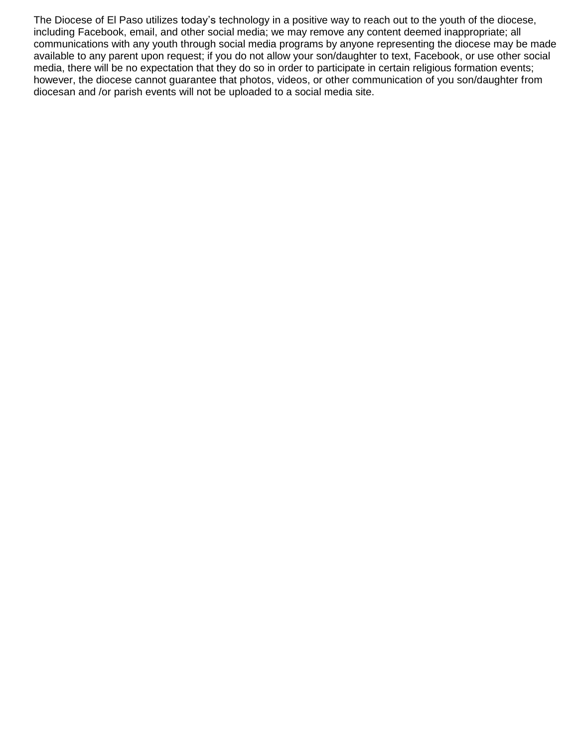The Diocese of El Paso utilizes today's technology in a positive way to reach out to the youth of the diocese, including Facebook, email, and other social media; we may remove any content deemed inappropriate; all communications with any youth through social media programs by anyone representing the diocese may be made available to any parent upon request; if you do not allow your son/daughter to text, Facebook, or use other social media, there will be no expectation that they do so in order to participate in certain religious formation events; however, the diocese cannot guarantee that photos, videos, or other communication of you son/daughter from diocesan and /or parish events will not be uploaded to a social media site.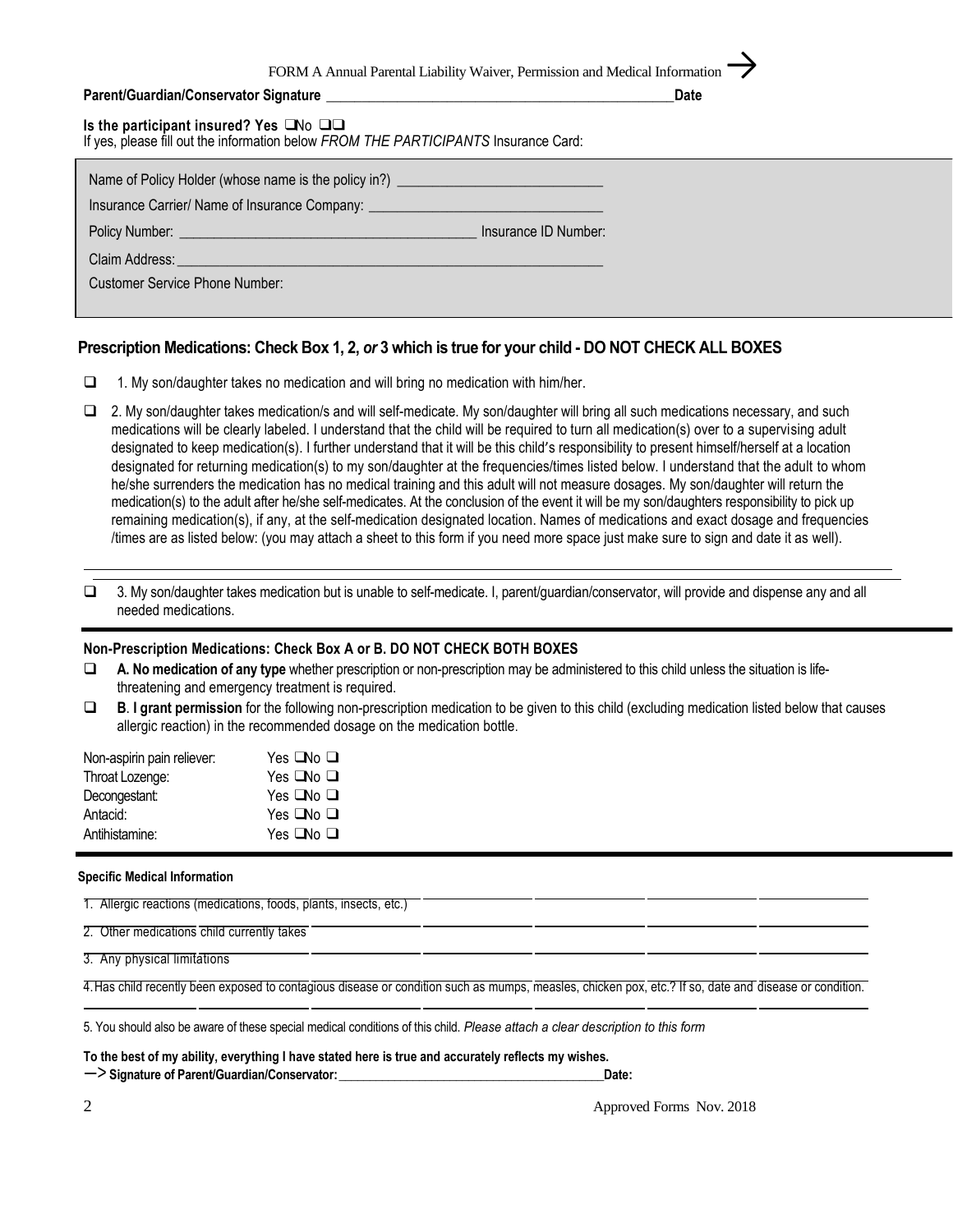FORM A Annual Parental Liability Waiver, Permission and Medical Information →

**Parent/Guardian/Conservator Signature** ________________________________________________ **Date**

**Is the participant insured? Yes ❑No ❑❑**
If yes, please fill out the information below *FROM THE PARTICIPANTS* Insurance Card:

Name of Policy Holder (whose name is the policy in?) ____________________________

Insurance Carrier/ Name of Insurance Company: _______________________________

Policy Number: ________________________________________ Insurance ID Number:

Claim Address: ____________________________________________________________

Customer Service Phone Number:

## Prescription Medications: Check Box 1, 2, *or* 3 which is true for your child - DO NOT CHECK ALL BOXES

❑ 1. My son/daughter takes no medication and will bring no medication with him/her.

❑ 2. My son/daughter takes medication/s and will self-medicate. My son/daughter will bring all such medications necessary, and such medications will be clearly labeled. I understand that the child will be required to turn all medication(s) over to a supervising adult designated to keep medication(s). I further understand that it will be this child's responsibility to present himself/herself at a location designated for returning medication(s) to my son/daughter at the frequencies/times listed below. I understand that the adult to whom he/she surrenders the medication has no medical training and this adult will not measure dosages. My son/daughter will return the medication(s) to the adult after he/she self-medicates. At the conclusion of the event it will be my son/daughters responsibility to pick up remaining medication(s), if any, at the self-medication designated location. Names of medications and exact dosage and frequencies /times are as listed below: (you may attach a sheet to this form if you need more space just make sure to sign and date it as well).

____________________________________________________________________________________

❑ 3. My son/daughter takes medication but is unable to self-medicate. I, parent/guardian/conservator, will provide and dispense any and all needed medications.

### Non-Prescription Medications: Check Box A or B. DO NOT CHECK BOTH BOXES

❑ **A. No medication of any type** whether prescription or non-prescription may be administered to this child unless the situation is life-threatening and emergency treatment is required.

❑ **B**. **I grant permission** for the following non-prescription medication to be given to this child (excluding medication listed below that causes allergic reaction) in the recommended dosage on the medication bottle.

| | |
|---|---|
| Non-aspirin pain reliever: | Yes ❑No ❑ |
| Throat Lozenge: | Yes ❑No ❑ |
| Decongestant: | Yes ❑No ❑ |
| Antacid: | Yes ❑No ❑ |
| Antihistamine: | Yes ❑No ❑ |

### Specific Medical Information

1. Allergic reactions (medications, foods, plants, insects, etc.) ____________________________________________
2. Other medications child currently takes ____________________________________________
3. Any physical limitations ____________________________________________
4. Has child recently been exposed to contagious disease or condition such as mumps, measles, chicken pox, etc.? If so, date and disease or condition.
____________________________________________
5. You should also be aware of these special medical conditions of this child. *Please attach a clear description to this form*

**To the best of my ability, everything I have stated here is true and accurately reflects my wishes.**
**—> Signature of Parent/Guardian/Conservator:** ________________________________________ **Date:**

Approved Forms Nov. 2018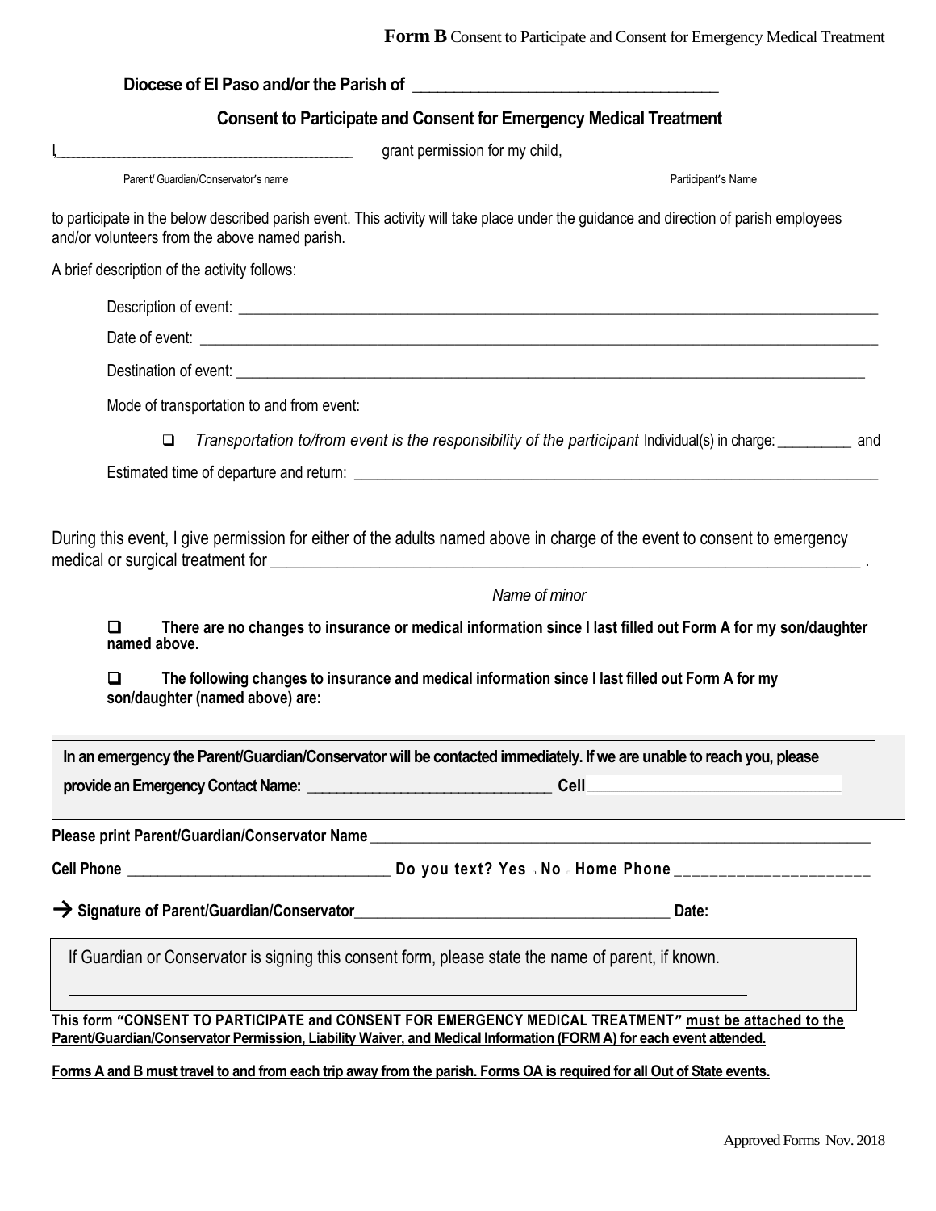**Form B** Consent to Participate and Consent for Emergency Medical Treatment

**Diocese of El Paso and/or the Parish of** ___________________________________

## Consent to Participate and Consent for Emergency Medical Treatment

I,_____________________________________ grant permission for my child,

Parent/ Guardian/Conservator's name Participant's Name

to participate in the below described parish event. This activity will take place under the guidance and direction of parish employees and/or volunteers from the above named parish.

A brief description of the activity follows:

Description of event: ___________________________________________________________________________

Date of event: ________________________________________________________________________________

Destination of event: ___________________________________________________________________________

Mode of transportation to and from event:

- ❑ *Transportation to/from event is the responsibility of the participant* Individual(s) in charge: _________ and

Estimated time of departure and return: ______________________________________________________

During this event, I give permission for either of the adults named above in charge of the event to consent to emergency medical or surgical treatment for ______________________________________________________________ .

*Name of minor*

❑ **There are no changes to insurance or medical information since I last filled out Form A for my son/daughter named above.**

❑ **The following changes to insurance and medical information since I last filled out Form A for my son/daughter (named above) are:**

**In an emergency the Parent/Guardian/Conservator will be contacted immediately. If we are unable to reach you, please provide an Emergency Contact Name:** _______________________________ **Cell** _______________________________

**Please print Parent/Guardian/Conservator Name** _____________________________________________________________

**Cell Phone** _________________________________ **Do you text? Yes** ❑ **No** ❑ **Home Phone** _____________________

→ **Signature of Parent/Guardian/Conservator**_________________________________________ **Date:**

If Guardian or Conservator is signing this consent form, please state the name of parent, if known.

_______________________________________________________________________________

**This form "CONSENT TO PARTICIPATE and CONSENT FOR EMERGENCY MEDICAL TREATMENT" must be attached to the Parent/Guardian/Conservator Permission, Liability Waiver, and Medical Information (FORM A) for each event attended.**

**Forms A and B must travel to and from each trip away from the parish. Forms OA is required for all Out of State events.**

Approved Forms Nov. 2018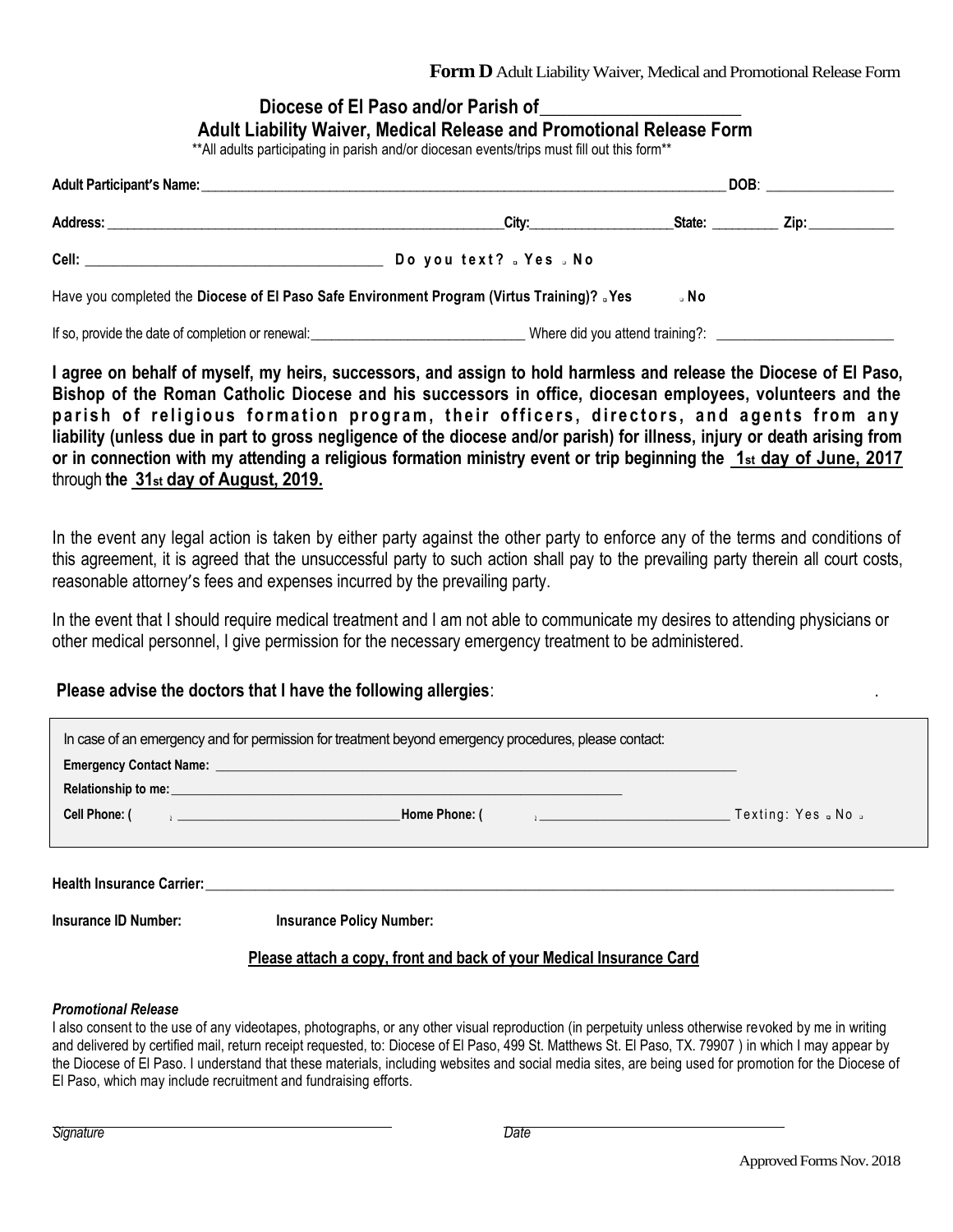**Form D** Adult Liability Waiver, Medical and Promotional Release Form

## Diocese of El Paso and/or Parish of______________________
## Adult Liability Waiver, Medical Release and Promotional Release Form

**All adults participating in parish and/or diocesan events/trips must fill out this form**

**Adult Participant's Name:**_______________________________________________________________ **DOB**: __________________

**Address:** ____________________________________________________**City:**____________________**State:** _________ **Zip:**____________

**Cell:** ________________________________________ **Do you text?** ▫ **Yes** ▫ **No**

Have you completed the **Diocese of El Paso Safe Environment Program (Virtus Training)?** ▫ **Yes** ▫ **No**

If so, provide the date of completion or renewal:______________________________ Where did you attend training?: ________________________

**I agree on behalf of myself, my heirs, successors, and assign to hold harmless and release the Diocese of El Paso, Bishop of the Roman Catholic Diocese and his successors in office, diocesan employees, volunteers and the parish of religious formation program, their officers, directors, and agents from any liability (unless due in part to gross negligence of the diocese and/or parish) for illness, injury or death arising from or in connection with my attending a religious formation ministry event or trip beginning the <u>1st day of June, 2017</u>** through **the <u>31st day of August, 2019.</u>**

In the event any legal action is taken by either party against the other party to enforce any of the terms and conditions of this agreement, it is agreed that the unsuccessful party to such action shall pay to the prevailing party therein all court costs, reasonable attorney's fees and expenses incurred by the prevailing party.

In the event that I should require medical treatment and I am not able to communicate my desires to attending physicians or other medical personnel, I give permission for the necessary emergency treatment to be administered.

**Please advise the doctors that I have the following allergies**: .

In case of an emergency and for permission for treatment beyond emergency procedures, please contact:

**Emergency Contact Name:** ________________________________________________________________________________

**Relationship to me:**__________________________________________________________________________

**Cell Phone: (** ) ________________________________**Home Phone: (** ) ____________________________ Texting: Yes ▫ No ▫

**Health Insurance Carrier:**_______________________________________________________________________________________________

**Insurance ID Number:** **Insurance Policy Number:**

**<u>Please attach a copy, front and back of your Medical Insurance Card</u>**

***Promotional Release***

I also consent to the use of any videotapes, photographs, or any other visual reproduction (in perpetuity unless otherwise revoked by me in writing and delivered by certified mail, return receipt requested, to: Diocese of El Paso, 499 St. Matthews St. El Paso, TX. 79907 ) in which I may appear by the Diocese of El Paso. I understand that these materials, including websites and social media sites, are being used for promotion for the Diocese of El Paso, which may include recruitment and fundraising efforts.

*Signature* *Date*

Approved Forms Nov. 2018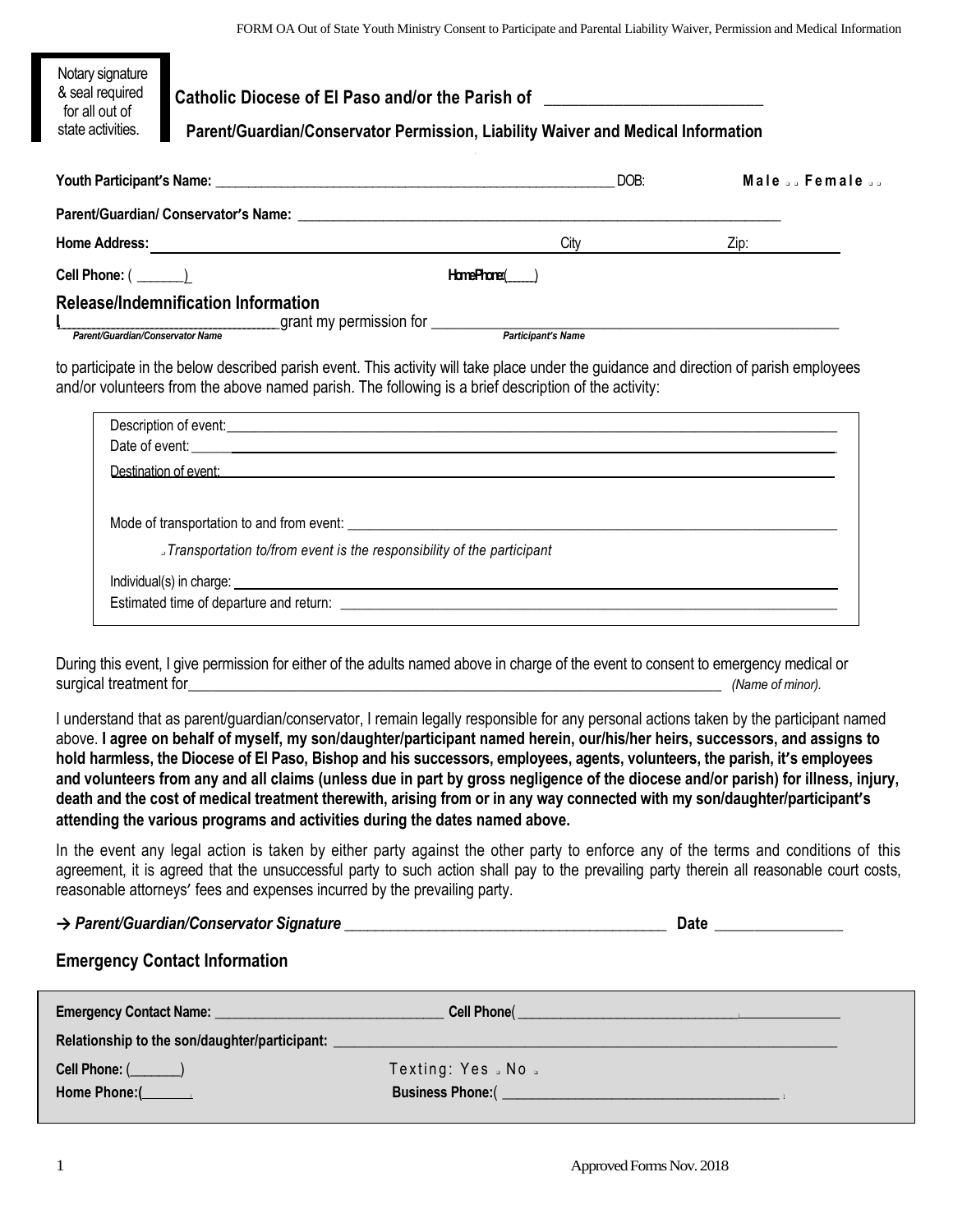Notary signature & seal required for all out of state activities.

## Catholic Diocese of El Paso and/or the Parish of ___________________________

### Parent/Guardian/Conservator Permission, Liability Waiver and Medical Information

**Youth Participant's Name:** ___________________________________________________________ DOB: **Male ☐ Female ☐**

**Parent/Guardian/ Conservator's Name:** ______________________________________________________________________

**Home Address:** _______________________________________________ City _______________ Zip: _______________

**Cell Phone:** ( _______) **Home Phone:**(_____)

### Release/Indemnification Information

I_______________________________grant my permission for _______________________________________________

*Parent/Guardian/Conservator Name* *Participant's Name*

to participate in the below described parish event. This activity will take place under the guidance and direction of parish employees and/or volunteers from the above named parish. The following is a brief description of the activity:

Description of event:___________________________________________________________________________________

Date of event: ________________________________________________________________________________________

Destination of event: ___________________________________________________________________________________

Mode of transportation to and from event: _________________________________________________________________

☐ *Transportation to/from event is the responsibility of the participant*

Individual(s) in charge: _________________________________________________________________________________

Estimated time of departure and return: ___________________________________________________________________

During this event, I give permission for either of the adults named above in charge of the event to consent to emergency medical or surgical treatment for__________________________________________________________________________ *(Name of minor).*

I understand that as parent/guardian/conservator, I remain legally responsible for any personal actions taken by the participant named above. **I agree on behalf of myself, my son/daughter/participant named herein, our/his/her heirs, successors, and assigns to hold harmless, the Diocese of El Paso, Bishop and his successors, employees, agents, volunteers, the parish, it's employees and volunteers from any and all claims (unless due in part by gross negligence of the diocese and/or parish) for illness, injury, death and the cost of medical treatment therewith, arising from or in any way connected with my son/daughter/participant's attending the various programs and activities during the dates named above.**

In the event any legal action is taken by either party against the other party to enforce any of the terms and conditions of this agreement, it is agreed that the unsuccessful party to such action shall pay to the prevailing party therein all reasonable court costs, reasonable attorneys' fees and expenses incurred by the prevailing party.

**→ *Parent/Guardian/Conservator Signature*** ___________________________________________ **Date** ________________

### Emergency Contact Information

**Emergency Contact Name:** _________________________________ **Cell Phone**( _______________________________

**Relationship to the son/daughter/participant:** _____________________________________________________________

**Cell Phone:** (_______) Texting: Yes ☐ No ☐

**Home Phone:**(_______ **Business Phone:**( ______________________________________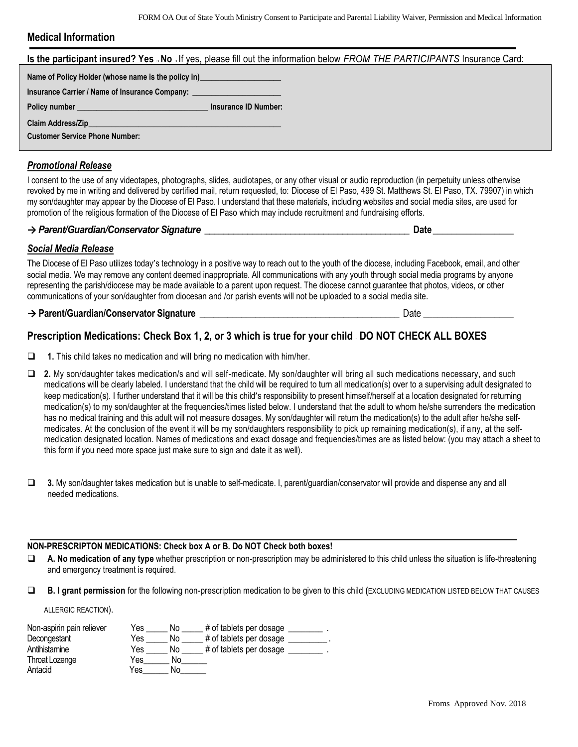## Medical Information

**Is the participant insured? Yes ☐ No ☐** If yes, please fill out the information below *FROM THE PARTICIPANTS* Insurance Card:

**Name of Policy Holder (whose name is the policy in)**____________________

**Insurance Carrier / Name of Insurance Company:** ______________________

**Policy number** ________________________________ **Insurance ID Number:**

**Claim Address/Zip**_________________________________________________

**Customer Service Phone Number:**

### *Promotional Release*

I consent to the use of any videotapes, photographs, slides, audiotapes, or any other visual or audio reproduction (in perpetuity unless otherwise revoked by me in writing and delivered by certified mail, return requested, to: Diocese of El Paso, 499 St. Matthews St. El Paso, TX. 79907) in which my son/daughter may appear by the Diocese of El Paso. I understand that these materials, including websites and social media sites, are used for promotion of the religious formation of the Diocese of El Paso which may include recruitment and fundraising efforts.

**→ *Parent/Guardian/Conservator Signature*** ____________________________________________ **Date**_________________

### *Social Media Release*

The Diocese of El Paso utilizes today's technology in a positive way to reach out to the youth of the diocese, including Facebook, email, and other social media. We may remove any content deemed inappropriate. All communications with any youth through social media programs by anyone representing the parish/diocese may be made available to a parent upon request. The diocese cannot guarantee that photos, videos, or other communications of your son/daughter from diocesan and /or parish events will not be uploaded to a social media site.

**→ Parent/Guardian/Conservator Signature** ____________________________________________ Date ___________________

## Prescription Medications: Check Box 1, 2, or 3 which is true for your child - DO NOT CHECK ALL BOXES

☐ **1.** This child takes no medication and will bring no medication with him/her.

☐ **2.** My son/daughter takes medication/s and will self-medicate. My son/daughter will bring all such medications necessary, and such medications will be clearly labeled. I understand that the child will be required to turn all medication(s) over to a supervising adult designated to keep medication(s). I further understand that it will be this child's responsibility to present himself/herself at a location designated for returning medication(s) to my son/daughter at the frequencies/times listed below. I understand that the adult to whom he/she surrenders the medication has no medical training and this adult will not measure dosages. My son/daughter will return the medication(s) to the adult after he/she self-medicates. At the conclusion of the event it will be my son/daughters responsibility to pick up remaining medication(s), if any, at the self-medication designated location. Names of medications and exact dosage and frequencies/times are as listed below: (you may attach a sheet to this form if you need more space just make sure to sign and date it as well).

☐ **3.** My son/daughter takes medication but is unable to self-medicate. I, parent/guardian/conservator will provide and dispense any and all needed medications.

**NON-PRESCRIPTON MEDICATIONS: Check box A or B. Do NOT Check both boxes!**

☐ **A. No medication of any type** whether prescription or non-prescription may be administered to this child unless the situation is life-threatening and emergency treatment is required.

☐ **B. I grant permission** for the following non-prescription medication to be given to this child (EXCLUDING MEDICATION LISTED BELOW THAT CAUSES ALLERGIC REACTION).

| | | | |
|---|---|---|---|
| Non-aspirin pain reliever | Yes _____ | No _____ | # of tablets per dosage ________ . |
| Decongestant | Yes _____ | No _____ | # of tablets per dosage ________ . |
| Antihistamine | Yes _____ | No _____ | # of tablets per dosage ________ . |
| Throat Lozenge | Yes______ | No______ | |
| Antacid | Yes______ | No______ | |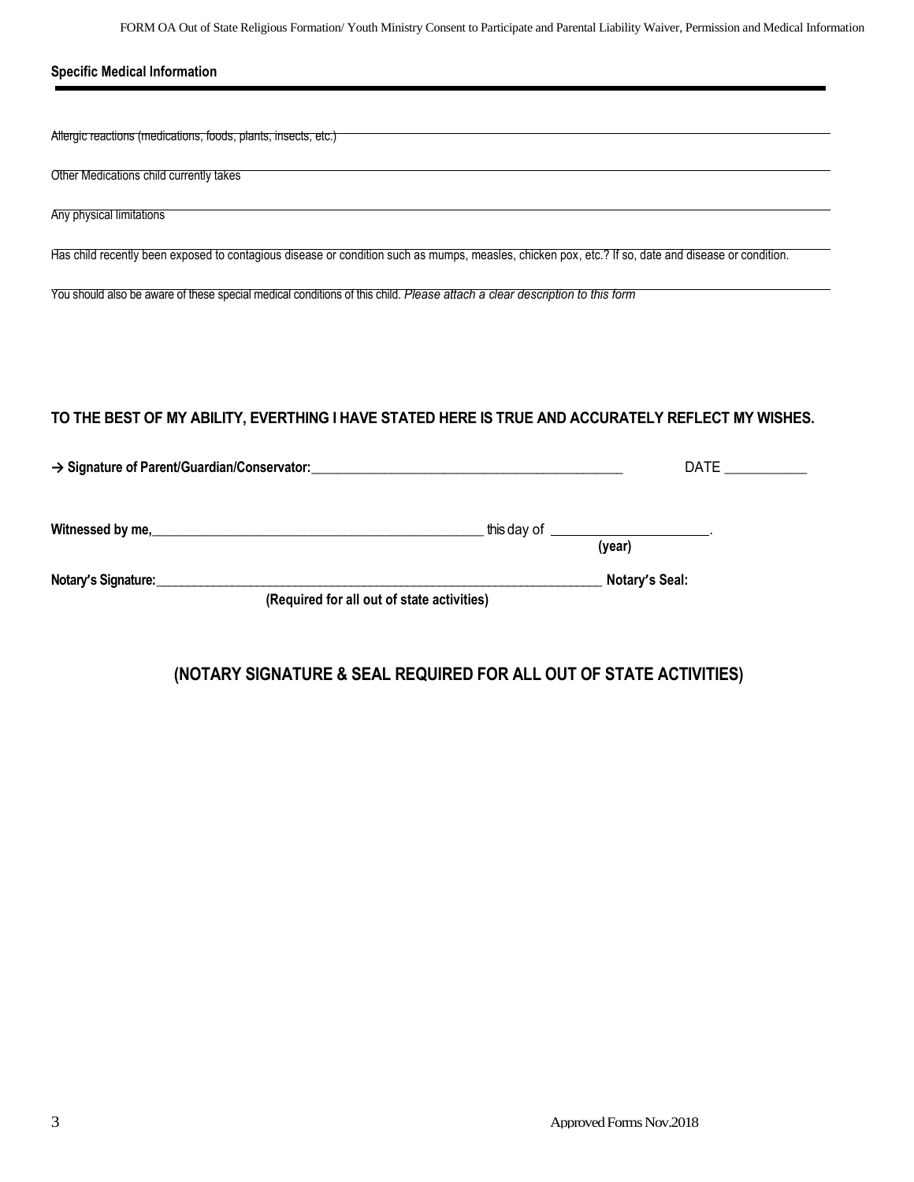**Specific Medical Information**

---

Allergic reactions (medications, foods, plants, insects, etc.) ______________________________

Other Medications child currently takes ______________________________

Any physical limitations ______________________________

Has child recently been exposed to contagious disease or condition such as mumps, measles, chicken pox, etc.? If so, date and disease or condition. ______________________________

You should also be aware of these special medical conditions of this child. *Please attach a clear description to this form* ______________________________

**TO THE BEST OF MY ABILITY, EVERTHING I HAVE STATED HERE IS TRUE AND ACCURATELY REFLECT MY WISHES.**

→ **Signature of Parent/Guardian/Conservator:**______________________________________________ DATE ___________

**Witnessed by me,**_______________________________________________ this day of ______________________.
**(year)**

**Notary's Signature:**____________________________________________________________________ **Notary's Seal:**
**(Required for all out of state activities)**

**(NOTARY SIGNATURE & SEAL REQUIRED FOR ALL OUT OF STATE ACTIVITIES)**

Approved Forms Nov.2018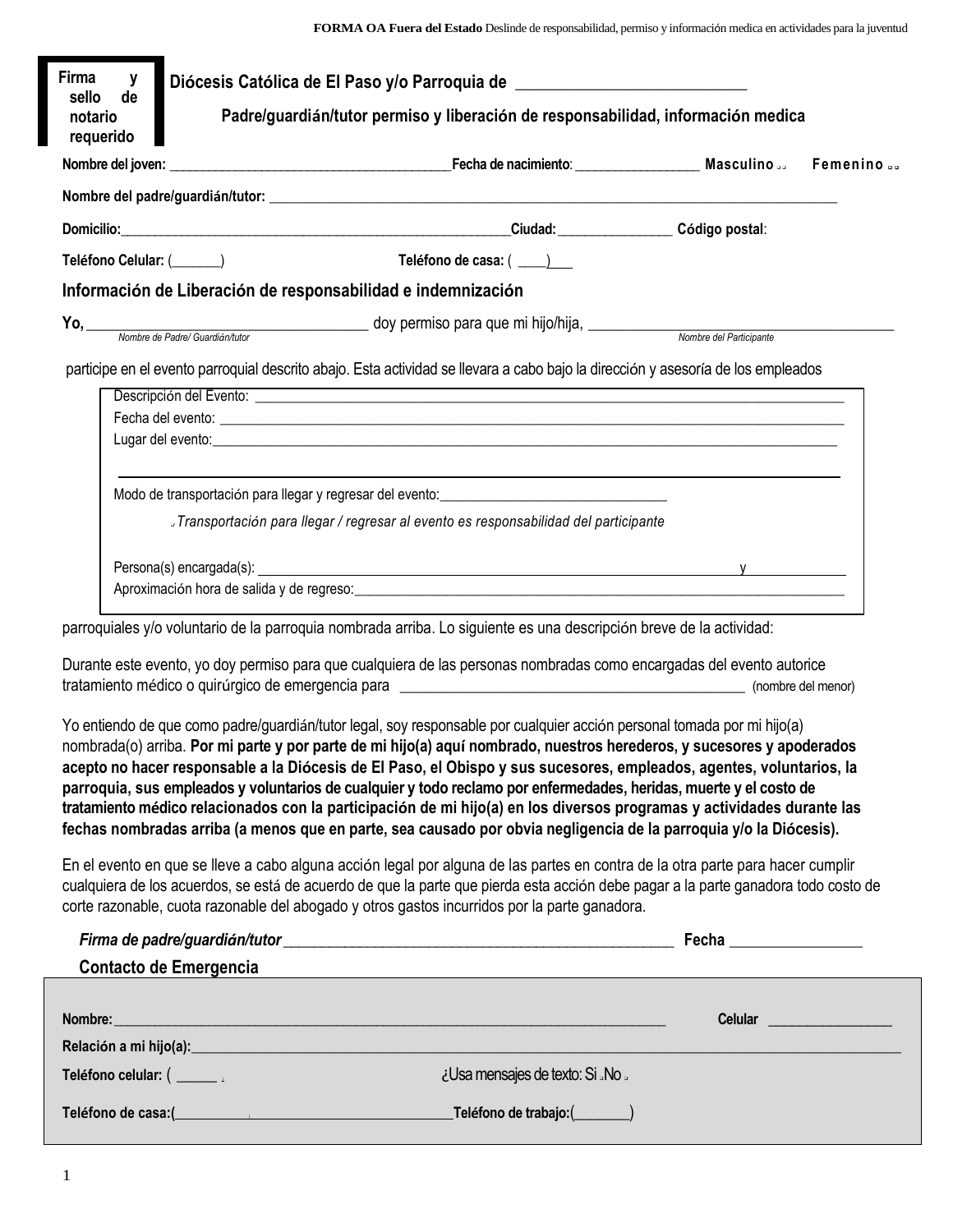FORMA OA Fuera del Estado Deslinde de responsabilidad, permiso y información medica en actividades para la juventud

**Firma y sello de notario requerido**

## Diócesis Católica de El Paso y/o Parroquia de ___________________________

### Padre/guardián/tutor permiso y liberación de responsabilidad, información medica

**Nombre del joven:** ________________________________________ **Fecha de nacimiento**: _________________ **Masculino** ☐ **Femenino** ☐

**Nombre del padre/guardián/tutor:** ____________________________________________________________________________

**Domicilio:**_______________________________________________________ **Ciudad:** ________________ **Código postal**:

**Teléfono Celular:** (_______) **Teléfono de casa:** ( ____)___

### Información de Liberación de responsabilidad e indemnización

**Yo,** ___________________________________ doy permiso para que mi hijo/hija, ____________________________________

*Nombre de Padre/ Guardián/tutor* *Nombre del Participante*

participe en el evento parroquial descrito abajo. Esta actividad se llevara a cabo bajo la dirección y asesoría de los empleados

Descripción del Evento: ________________________________________________________________________________

Fecha del evento: ____________________________________________________________________________________

Lugar del evento:_____________________________________________________________________________________

_____________________________________________________________________________________________________

Modo de transportación para llegar y regresar del evento:________________________________

☐ *Transportación para llegar / regresar al evento es responsabilidad del participante*

Persona(s) encargada(s): _________________________________________________________________ y ______________

Aproximación hora de salida y de regreso:_______________________________________________________________________

parroquiales y/o voluntario de la parroquia nombrada arriba. Lo siguiente es una descripción breve de la actividad:

Durante este evento, yo doy permiso para que cualquiera de las personas nombradas como encargadas del evento autorice tratamiento médico o quirúrgico de emergencia para _____________________________________________ (nombre del menor)

Yo entiendo de que como padre/guardián/tutor legal, soy responsable por cualquier acción personal tomada por mi hijo(a) nombrada(o) arriba. **Por mi parte y por parte de mi hijo(a) aquí nombrado, nuestros herederos, y sucesores y apoderados acepto no hacer responsable a la Diócesis de El Paso, el Obispo y sus sucesores, empleados, agentes, voluntarios, la parroquia, sus empleados y voluntarios de cualquier y todo reclamo por enfermedades, heridas, muerte y el costo de tratamiento médico relacionados con la participación de mi hijo(a) en los diversos programas y actividades durante las fechas nombradas arriba (a menos que en parte, sea causado por obvia negligencia de la parroquia y/o la Diócesis).**

En el evento en que se lleve a cabo alguna acción legal por alguna de las partes en contra de la otra parte para hacer cumplir cualquiera de los acuerdos, se está de acuerdo de que la parte que pierda esta acción debe pagar a la parte ganadora todo costo de corte razonable, cuota razonable del abogado y otros gastos incurridos por la parte ganadora.

***Firma de padre/guardián/tutor*** ______________________________________________________ **Fecha** ________________

### Contacto de Emergencia

**Nombre:**_____________________________________________________________________________ **Celular** _________________

**Relación a mi hijo(a):**_____________________________________________________________________________________________

**Teléfono celular:** ( ______ ) ¿Usa mensajes de texto: Si ☐ No ☐

**Teléfono de casa:**(_______________________________________) **Teléfono de trabajo:**(________)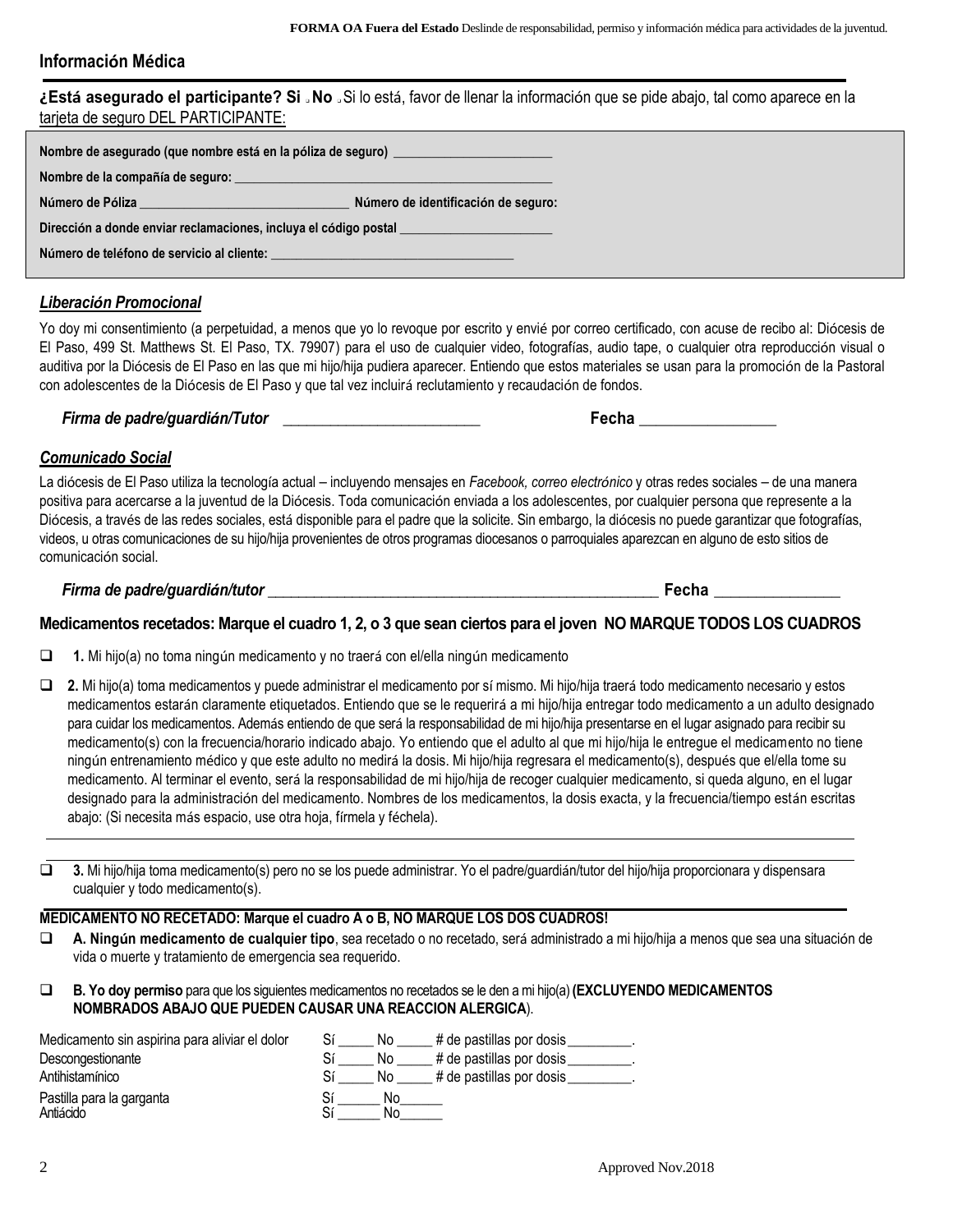## Información Médica

**¿Está asegurado el participante? Si** ☐ **No** ☐ Si lo está, favor de llenar la información que se pide abajo, tal como aparece en la tarjeta de seguro DEL PARTICIPANTE:

**Nombre de asegurado (que nombre está en la póliza de seguro)** ________________________

**Nombre de la compañía de seguro:** ________________________________________________

**Número de Póliza** ________________________________ **Número de identificación de seguro:**

**Dirección a donde enviar reclamaciones, incluya el código postal** _______________________

**Número de teléfono de servicio al cliente:** _____________________________________

### ***Liberación Promocional***

Yo doy mi consentimiento (a perpetuidad, a menos que yo lo revoque por escrito y envié por correo certificado, con acuse de recibo al: Diócesis de El Paso, 499 St. Matthews St. El Paso, TX. 79907) para el uso de cualquier video, fotografías, audio tape, o cualquier otra reproducción visual o auditiva por la Diócesis de El Paso en las que mi hijo/hija pudiera aparecer. Entiendo que estos materiales se usan para la promoción de la Pastoral con adolescentes de la Diócesis de El Paso y que tal vez incluirá reclutamiento y recaudación de fondos.

***Firma de padre/guardián/Tutor*** _________________________ **Fecha** _________________

### ***Comunicado Social***

La diócesis de El Paso utiliza la tecnología actual – incluyendo mensajes en *Facebook, correo electrónico* y otras redes sociales – de una manera positiva para acercarse a la juventud de la Diócesis. Toda comunicación enviada a los adolescentes, por cualquier persona que represente a la Diócesis, a través de las redes sociales, está disponible para el padre que la solicite. Sin embargo, la diócesis no puede garantizar que fotografías, videos, u otras comunicaciones de su hijo/hija provenientes de otros programas diocesanos o parroquiales aparezcan en alguno de esto sitios de comunicación social.

***Firma de padre/guardián/tutor*** _____________________________________________________ **Fecha** ________________

### Medicamentos recetados: Marque el cuadro 1, 2, o 3 que sean ciertos para el joven NO MARQUE TODOS LOS CUADROS

- ☐ **1.** Mi hijo(a) no toma ningún medicamento y no traerá con el/ella ningún medicamento

- ☐ **2.** Mi hijo(a) toma medicamentos y puede administrar el medicamento por sí mismo. Mi hijo/hija traerá todo medicamento necesario y estos medicamentos estarán claramente etiquetados. Entiendo que se le requerirá a mi hijo/hija entregar todo medicamento a un adulto designado para cuidar los medicamentos. Además entiendo de que será la responsabilidad de mi hijo/hija presentarse en el lugar asignado para recibir su medicamento(s) con la frecuencia/horario indicado abajo. Yo entiendo que el adulto al que mi hijo/hija le entregue el medicamento no tiene ningún entrenamiento médico y que este adulto no medirá la dosis. Mi hijo/hija regresara el medicamento(s), después que el/ella tome su medicamento. Al terminar el evento, será la responsabilidad de mi hijo/hija de recoger cualquier medicamento, si queda alguno, en el lugar designado para la administración del medicamento. Nombres de los medicamentos, la dosis exacta, y la frecuencia/tiempo están escritas abajo: (Si necesita más espacio, use otra hoja, fírmela y féchela).

_____________________________________________________________________________

_____________________________________________________________________________

- ☐ **3.** Mi hijo/hija toma medicamento(s) pero no se los puede administrar. Yo el padre/guardián/tutor del hijo/hija proporcionara y dispensara cualquier y todo medicamento(s).

### MEDICAMENTO NO RECETADO: Marque el cuadro A o B, NO MARQUE LOS DOS CUADROS!

- ☐ **A. Ningún medicamento de cualquier tipo**, sea recetado o no recetado, será administrado a mi hijo/hija a menos que sea una situación de vida o muerte y tratamiento de emergencia sea requerido.

- ☐ **B. Yo doy permiso** para que los siguientes medicamentos no recetados se le den a mi hijo(a) **(EXCLUYENDO MEDICAMENTOS NOMBRADOS ABAJO QUE PUEDEN CAUSAR UNA REACCION ALERGICA**).

| | | | |
|---|---|---|---|
| Medicamento sin aspirina para aliviar el dolor | Sí _____ | No _____ | # de pastillas por dosis _________. |
| Descongestionante | Sí _____ | No _____ | # de pastillas por dosis _________. |
| Antihistamínico | Sí _____ | No _____ | # de pastillas por dosis _________. |
| Pastilla para la garganta | Sí ______ | No______ | |
| Antiácido | Sí ______ | No______ | |

Approved Nov.2018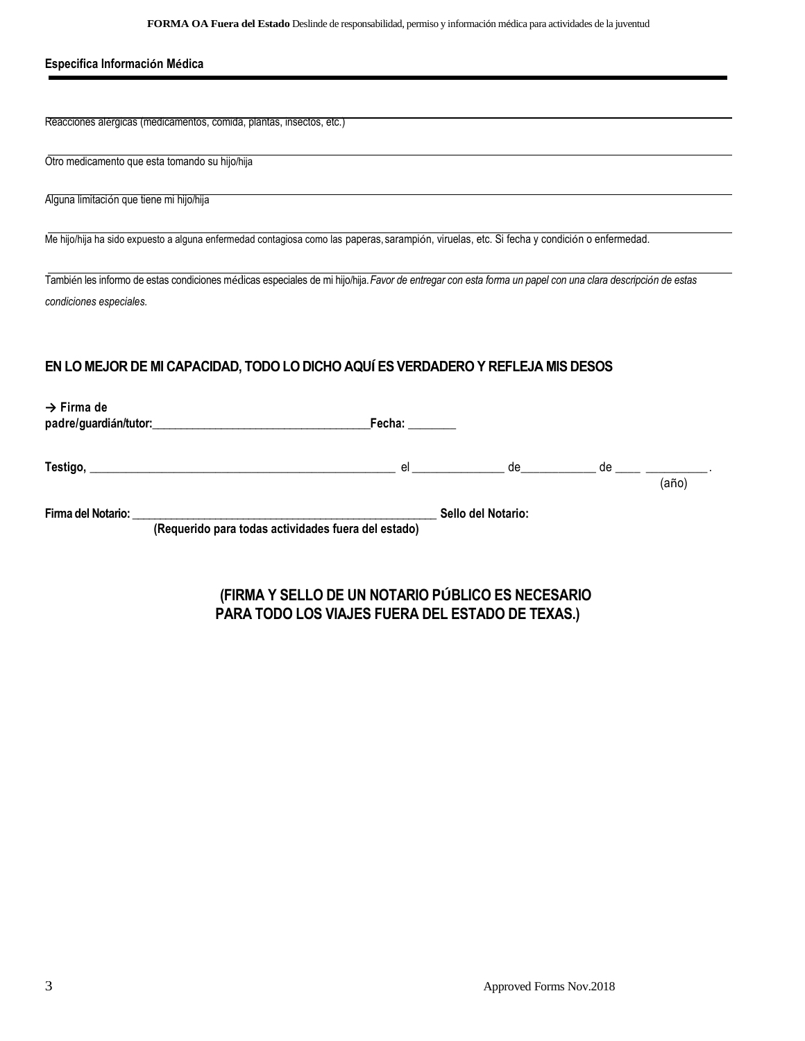**Especifica Información Médica**

---

Reacciones alérgicas (medicamentos, comida, plantas, insectos, etc.)

---

Otro medicamento que esta tomando su hijo/hija

---

Alguna limitación que tiene mi hijo/hija

---

Me hijo/hija ha sido expuesto a alguna enfermedad contagiosa como las paperas, sarampión, viruelas, etc. Si fecha y condición o enfermedad.

---

También les informo de estas condiciones médicas especiales de mi hijo/hija. *Favor de entregar con esta forma un papel con una clara descripción de estas condiciones especiales.*

**EN LO MEJOR DE MI CAPACIDAD, TODO LO DICHO AQUÍ ES VERDADERO Y REFLEJA MIS DESOS**

**→ Firma de padre/guardián/tutor:**_____________________________________**Fecha:** ________

**Testigo,** ___________________________________________________ el _______________ de____________ de ____ __________.
(año)

**Firma del Notario:** ______________________________________________________ **Sello del Notario:**
**(Requerido para todas actividades fuera del estado)**

**(FIRMA Y SELLO DE UN NOTARIO PÚBLICO ES NECESARIO PARA TODO LOS VIAJES FUERA DEL ESTADO DE TEXAS.)**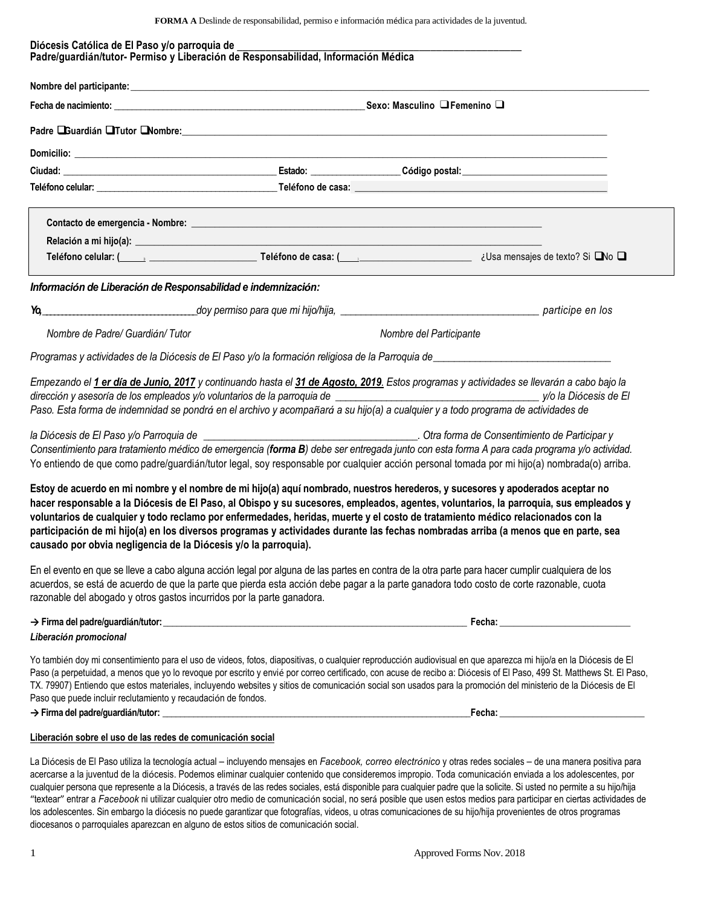**FORMA A** Deslinde de responsabilidad, permiso e información médica para actividades de la juventud.

**Diócesis Católica de El Paso y/o parroquia de ___________________________________________________________**
**Padre/guardián/tutor- Permiso y Liberación de Responsabilidad, Información Médica**

**Nombre del participante:** ____________________________________________________________________________________________

**Fecha de nacimiento:** ____________________________________________________ **Sexo: Masculino ❑ Femenino ❑**

**Padre ❑ Guardián ❑ Tutor ❑ Nombre:** ________________________________________________________________________________

**Domicilio:** ______________________________________________________________________________________________________

**Ciudad:** ___________________________________________ **Estado:** ___________________ **Código postal:** _____________________________

**Teléfono celular:** ______________________________________ **Teléfono de casa:** ________________________________________________

**Contacto de emergencia - Nombre:** ______________________________________________________________________

**Relación a mi hijo(a):** __________________________________________________________________________________

**Teléfono celular: (_____)** ______________________ **Teléfono de casa: (____)** ______________________ ¿Usa mensajes de texto? Si ❑ No ❑

***Información de Liberación de Responsabilidad e indemnización:***

***Yo,*** _*________________________________*doy permiso para que mi hijo/hija,* ______________________________________ *participe en los*

*Nombre de Padre/ Guardián/ Tutor* *Nombre del Participante*

*Programas y actividades de la Diócesis de El Paso y/o la formación religiosa de la Parroquia de*___________________________________

*Empezando el* ***1 er día de Junio, 2017*** *y continuando hasta el* ***31 de Agosto, 2019****. Estos programas y actividades se llevarán a cabo bajo la dirección y asesoría de los empleados y/o voluntarios de la parroquia de* _______________________________________ *y/o la Diócesis de El Paso. Esta forma de indemnidad se pondrá en el archivo y acompañará a su hijo(a) a cualquier y a todo programa de actividades de*

*la Diócesis de El Paso y/o Parroquia de* ________________________________________*. Otra forma de Consentimiento de Participar y Consentimiento para tratamiento médico de emergencia (****forma B****) debe ser entregada junto con esta forma A para cada programa y/o actividad.*
Yo entiendo de que como padre/guardián/tutor legal, soy responsable por cualquier acción personal tomada por mi hijo(a) nombrada(o) arriba.

**Estoy de acuerdo en mi nombre y el nombre de mi hijo(a) aquí nombrado, nuestros herederos, y sucesores y apoderados aceptar no hacer responsable a la Diócesis de El Paso, al Obispo y su sucesores, empleados, agentes, voluntarios, la parroquia, sus empleados y voluntarios de cualquier y todo reclamo por enfermedades, heridas, muerte y el costo de tratamiento médico relacionados con la participación de mi hijo(a) en los diversos programas y actividades durante las fechas nombradas arriba (a menos que en parte, sea causado por obvia negligencia de la Diócesis y/o la parroquia).**

En el evento en que se lleve a cabo alguna acción legal por alguna de las partes en contra de la otra parte para hacer cumplir cualquiera de los acuerdos, se está de acuerdo de que la parte que pierda esta acción debe pagar a la parte ganadora todo costo de corte razonable, cuota razonable del abogado y otros gastos incurridos por la parte ganadora.

**→ Firma del padre/guardián/tutor:** _________________________________________________________________ **Fecha:** ___________________________

***Liberación promocional***

Yo también doy mi consentimiento para el uso de videos, fotos, diapositivas, o cualquier reproducción audiovisual en que aparezca mi hijo/a en la Diócesis de El Paso (a perpetuidad, a menos que yo lo revoque por escrito y envié por correo certificado, con acuse de recibo a: Diócesis of El Paso, 499 St. Matthews St. El Paso, TX. 79907) Entiendo que estos materiales, incluyendo websites y sitios de comunicación social son usados para la promoción del ministerio de la Diócesis de El Paso que puede incluir reclutamiento y recaudación de fondos.
**→ Firma del padre/guardián/tutor:** ____________________________________________________________________**Fecha:** ______________________________

**Liberación sobre el uso de las redes de comunicación social**

La Diócesis de El Paso utiliza la tecnología actual – incluyendo mensajes en *Facebook, correo electrónico* y otras redes sociales – de una manera positiva para acercarse a la juventud de la diócesis. Podemos eliminar cualquier contenido que consideremos impropio. Toda comunicación enviada a los adolescentes, por cualquier persona que represente a la Diócesis, a través de las redes sociales, está disponible para cualquier padre que la solicite. Si usted no permite a su hijo/hija "textear" entrar a *Facebook* ni utilizar cualquier otro medio de comunicación social, no será posible que usen estos medios para participar en ciertas actividades de los adolescentes. Sin embargo la diócesis no puede garantizar que fotografías, videos, u otras comunicaciones de su hijo/hija provenientes de otros programas diocesanos o parroquiales aparezcan en alguno de estos sitios de comunicación social.

Approved Forms Nov. 2018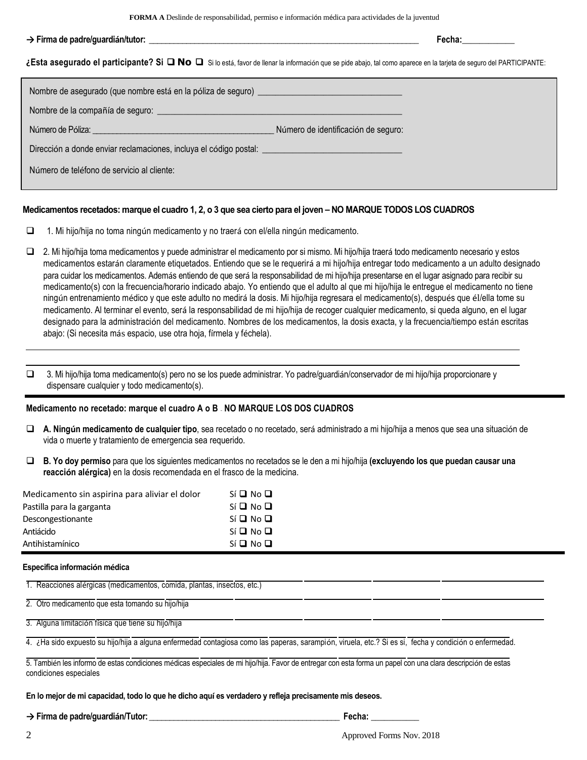**FORMA A** Deslinde de responsabilidad, permiso e información médica para actividades de la juventud

**→ Firma de padre/guardián/tutor:** ______________________________________________________________________ **Fecha:**____________

**¿Esta asegurado el participante? Si ❑ No ❑** Si lo está, favor de llenar la información que se pide abajo, tal como aparece en la tarjeta de seguro del PARTICIPANTE:

Nombre de asegurado (que nombre está en la póliza de seguro) ________________________________

Nombre de la compañía de seguro: ________________________________________________________

Número de Póliza: ____________________________________________ Número de identificación de seguro:

Dirección a donde enviar reclamaciones, incluya el código postal: ________________________________

Número de teléfono de servicio al cliente:

**Medicamentos recetados: marque el cuadro 1, 2, o 3 que sea cierto para el joven – NO MARQUE TODOS LOS CUADROS**

❑ 1. Mi hijo/hija no toma ningún medicamento y no traerá con el/ella ningún medicamento.

❑ 2. Mi hijo/hija toma medicamentos y puede administrar el medicamento por si mismo. Mi hijo/hija traerá todo medicamento necesario y estos medicamentos estarán claramente etiquetados. Entiendo que se le requerirá a mi hijo/hija entregar todo medicamento a un adulto designado para cuidar los medicamentos. Además entiendo de que será la responsabilidad de mi hijo/hija presentarse en el lugar asignado para recibir su medicamento(s) con la frecuencia/horario indicado abajo. Yo entiendo que el adulto al que mi hijo/hija le entregue el medicamento no tiene ningún entrenamiento médico y que este adulto no medirá la dosis. Mi hijo/hija regresara el medicamento(s), después que él/ella tome su medicamento. Al terminar el evento, será la responsabilidad de mi hijo/hija de recoger cualquier medicamento, si queda alguno, en el lugar designado para la administración del medicamento. Nombres de los medicamentos, la dosis exacta, y la frecuencia/tiempo están escritas abajo: (Si necesita más espacio, use otra hoja, fírmela y féchela).

________________________________________________________________________________

________________________________________________________________________________

❑ 3. Mi hijo/hija toma medicamento(s) pero no se los puede administrar. Yo padre/guardián/conservador de mi hijo/hija proporcionare y dispensare cualquier y todo medicamento(s).

**Medicamento no recetado: marque el cuadro A o B - NO MARQUE LOS DOS CUADROS**

❑ **A. Ningún medicamento de cualquier tipo**, sea recetado o no recetado, será administrado a mi hijo/hija a menos que sea una situación de vida o muerte y tratamiento de emergencia sea requerido.

❑ **B. Yo doy permiso** para que los siguientes medicamentos no recetados se le den a mi hijo/hija **(excluyendo los que puedan causar una reacción alérgica)** en la dosis recomendada en el frasco de la medicina.

| | |
|---|---|
| Medicamento sin aspirina para aliviar el dolor | Sí ❑ No ❑ |
| Pastilla para la garganta | Sí ❑ No ❑ |
| Descongestionante | Sí ❑ No ❑ |
| Antiácido | Sí ❑ No ❑ |
| Antihistamínico | Sí ❑ No ❑ |

**Especifica información médica**

1. Reacciones alérgicas (medicamentos, comida, plantas, insectos, etc.)

2. Otro medicamento que esta tomando su hijo/hija

3. Alguna limitación física que tiene su hijo/hija

4. ¿Ha sido expuesto su hijo/hija a alguna enfermedad contagiosa como las paperas, sarampión, viruela, etc.? Si es si, fecha y condición o enfermedad.

5. También les informo de estas condiciones médicas especiales de mi hijo/hija. Favor de entregar con esta forma un papel con una clara descripción de estas condiciones especiales

**En lo mejor de mi capacidad, todo lo que he dicho aquí es verdadero y refleja precisamente mis deseos.**

**→ Firma de padre/guardián/Tutor:** ______________________________________________ **Fecha:** ___________

Approved Forms Nov. 2018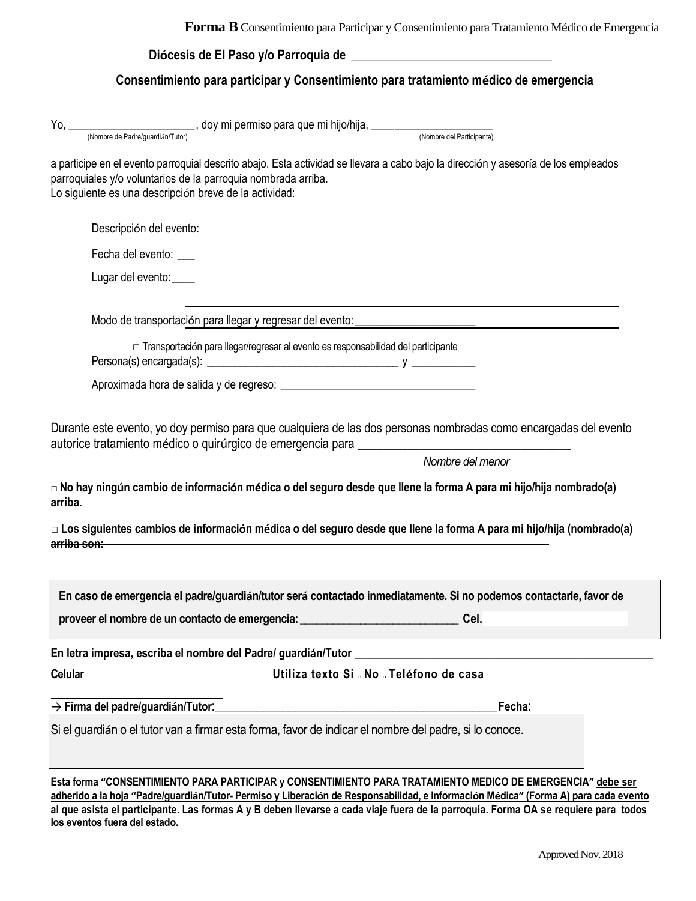**Forma B** Consentimiento para Participar y Consentimiento para Tratamiento Médico de Emergencia

## Diócesis de El Paso y/o Parroquia de ________________________________

## Consentimiento para participar y Consentimiento para tratamiento médico de emergencia

Yo, _____________________, doy mi permiso para que mi hijo/hija, ____________________
(Nombre de Padre/guardián/Tutor) (Nombre del Participante)

a participe en el evento parroquial descrito abajo. Esta actividad se llevara a cabo bajo la dirección y asesoría de los empleados parroquiales y/o voluntarios de la parroquia nombrada arriba.
Lo siguiente es una descripción breve de la actividad:

Descripción del evento:

Fecha del evento: ___

Lugar del evento:____

Modo de transportación para llegar y regresar del evento:_____________________

□ Transportación para llegar/regresar al evento es responsabilidad del participante

Persona(s) encargada(s): __________________________________ y ___________

Aproximada hora de salida y de regreso: __________________________________

Durante este evento, yo doy permiso para que cualquiera de las dos personas nombradas como encargadas del evento autorice tratamiento médico o quirúrgico de emergencia para __________________________________
*Nombre del menor*

**□ No hay ningún cambio de información médica o del seguro desde que llene la forma A para mi hijo/hija nombrado(a) arriba.**

**□ Los siguientes cambios de información médica o del seguro desde que llene la forma A para mi hijo/hija (nombrado(a) arriba son:** ________________________________________________

**En caso de emergencia el padre/guardián/tutor será contactado inmediatamente. Si no podemos contactarle, favor de proveer el nombre de un contacto de emergencia:** ___________________________ **Cel.** ________________________

**En letra impresa, escriba el nombre del Padre/ guardián/Tutor** ________________________________________________

**Celular** ________________ **Utiliza texto Si □ No □ Teléfono de casa**

**→ Firma del padre/guardián/Tutor**:______________________________________________**Fecha**:

Si el guardián o el tutor van a firmar esta forma, favor de indicar el nombre del padre, si lo conoce.

________________________________________________________________________________

**Esta forma "CONSENTIMIENTO PARA PARTICIPAR y CONSENTIMIENTO PARA TRATAMIENTO MEDICO DE EMERGENCIA" <u>debe ser adherido a la hoja "Padre/guardián/Tutor- Permiso y Liberación de Responsabilidad, e Información Médica" (Forma A) para cada evento al que asista el participante. Las formas A y B deben llevarse a cada viaje fuera de la parroquia. Forma OA se requiere para todos los eventos fuera del estado.</u>**

Approved Nov. 2018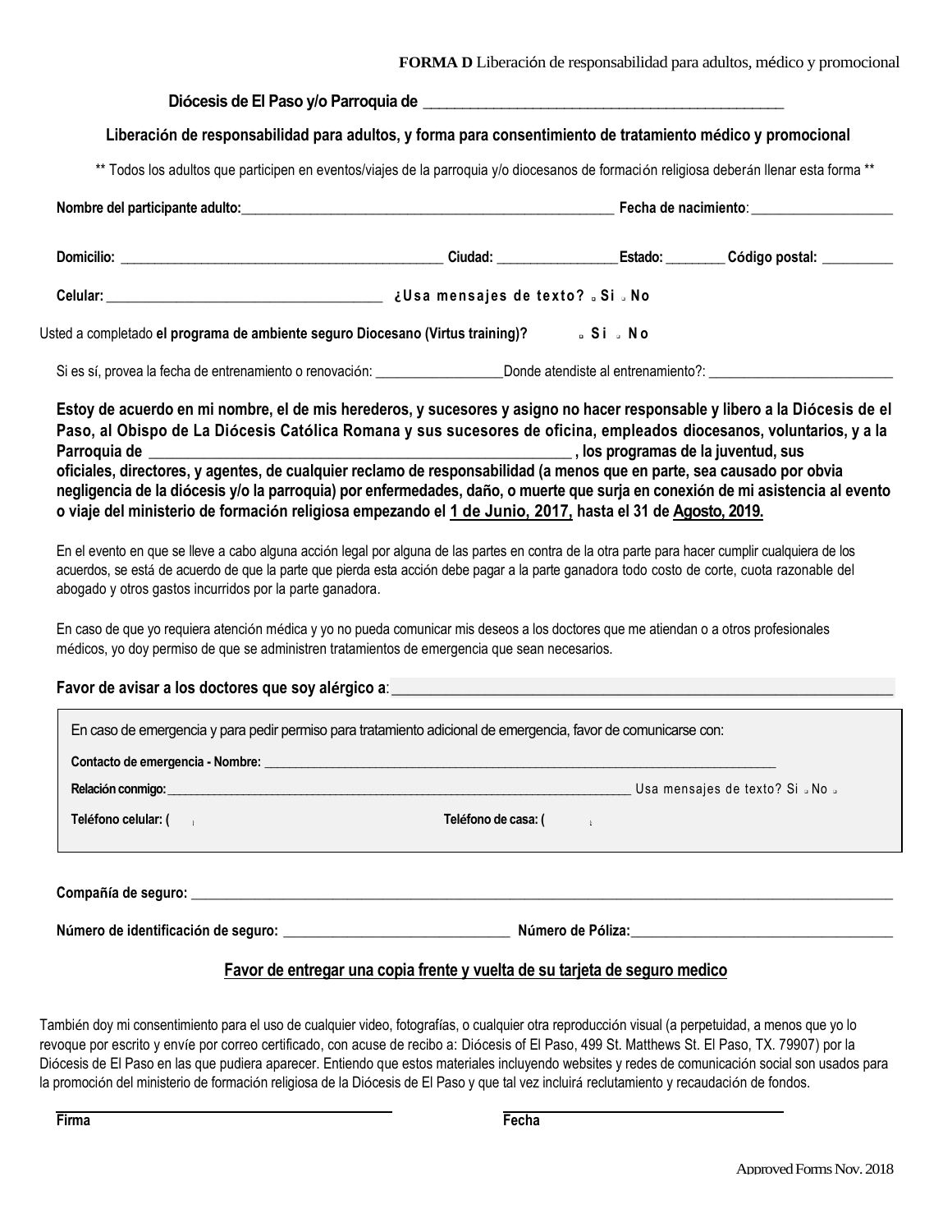**FORMA D** Liberación de responsabilidad para adultos, médico y promocional

**Diócesis de El Paso y/o Parroquia de** \_\_\_\_\_\_\_\_\_\_\_\_\_\_\_\_\_\_\_\_\_\_\_\_\_\_\_\_\_\_\_\_\_\_\_\_\_\_\_\_\_\_\_\_

**Liberación de responsabilidad para adultos, y forma para consentimiento de tratamiento médico y promocional**

\*\* Todos los adultos que participen en eventos/viajes de la parroquia y/o diocesanos de formación religiosa deberán llenar esta forma \*\*

**Nombre del participante adulto:**\_\_\_\_\_\_\_\_\_\_\_\_\_\_\_\_\_\_\_\_\_\_\_\_\_\_\_\_\_\_\_\_\_\_\_\_\_\_\_\_\_\_\_\_\_\_\_\_ **Fecha de nacimiento**: \_\_\_\_\_\_\_\_\_\_\_\_\_\_\_\_\_\_

**Domicilio:** \_\_\_\_\_\_\_\_\_\_\_\_\_\_\_\_\_\_\_\_\_\_\_\_\_\_\_\_\_\_\_\_\_\_\_\_\_\_\_\_\_\_ **Ciudad:** \_\_\_\_\_\_\_\_\_\_\_\_\_\_\_**Estado:** \_\_\_\_\_\_\_\_ **Código postal:** \_\_\_\_\_\_\_\_\_\_

**Celular:** \_\_\_\_\_\_\_\_\_\_\_\_\_\_\_\_\_\_\_\_\_\_\_\_\_\_\_\_\_\_\_\_\_\_\_ **¿Usa mensajes de texto? ▫ Si ▫ No**

Usted a completado **el programa de ambiente seguro Diocesano (Virtus training)?** **▫ Si ▫ No**

Si es sí, provea la fecha de entrenamiento o renovación: \_\_\_\_\_\_\_\_\_\_\_\_\_\_\_\_\_Donde atendiste al entrenamiento?: \_\_\_\_\_\_\_\_\_\_\_\_\_\_\_\_\_\_\_\_\_\_\_\_\_

**Estoy de acuerdo en mi nombre, el de mis herederos, y sucesores y asigno no hacer responsable y libero a la Diócesis de el Paso, al Obispo de La Diócesis Católica Romana y sus sucesores de oficina, empleados diocesanos, voluntarios, y a la Parroquia de \_\_\_\_\_\_\_\_\_\_\_\_\_\_\_\_\_\_\_\_\_\_\_\_\_\_\_\_\_\_\_\_\_\_\_\_\_\_\_\_\_\_\_\_\_\_\_\_ , los programas de la juventud, sus oficiales, directores, y agentes, de cualquier reclamo de responsabilidad (a menos que en parte, sea causado por obvia negligencia de la diócesis y/o la parroquia) por enfermedades, daño, o muerte que surja en conexión de mi asistencia al evento o viaje del ministerio de formación religiosa empezando el 1 de Junio, 2017, hasta el 31 de Agosto, 2019.**

En el evento en que se lleve a cabo alguna acción legal por alguna de las partes en contra de la otra parte para hacer cumplir cualquiera de los acuerdos, se está de acuerdo de que la parte que pierda esta acción debe pagar a la parte ganadora todo costo de corte, cuota razonable del abogado y otros gastos incurridos por la parte ganadora.

En caso de que yo requiera atención médica y yo no pueda comunicar mis deseos a los doctores que me atiendan o a otros profesionales médicos, yo doy permiso de que se administren tratamientos de emergencia que sean necesarios.

**Favor de avisar a los doctores que soy alérgico a**:\_\_\_\_\_\_\_\_\_\_\_\_\_\_\_\_\_\_\_\_\_\_\_\_\_\_\_\_\_\_\_\_\_\_\_\_\_\_\_\_\_\_\_\_\_\_\_\_\_\_\_\_\_\_\_\_

En caso de emergencia y para pedir permiso para tratamiento adicional de emergencia, favor de comunicarse con:

**Contacto de emergencia - Nombre:** \_\_\_\_\_\_\_\_\_\_\_\_\_\_\_\_\_\_\_\_\_\_\_\_\_\_\_\_\_\_\_\_\_\_\_\_\_\_\_\_\_\_\_\_\_\_\_\_\_\_\_\_\_\_\_\_\_\_\_\_\_\_\_\_

**Relación conmigo:**\_\_\_\_\_\_\_\_\_\_\_\_\_\_\_\_\_\_\_\_\_\_\_\_\_\_\_\_\_\_\_\_\_\_\_\_\_\_\_\_\_\_\_\_\_\_\_\_\_\_\_\_\_\_\_\_\_\_\_\_\_ Usa mensajes de texto? Si ▫ No ▫

**Teléfono celular: (** ) **Teléfono de casa: (** )

**Compañía de seguro:** \_\_\_\_\_\_\_\_\_\_\_\_\_\_\_\_\_\_\_\_\_\_\_\_\_\_\_\_\_\_\_\_\_\_\_\_\_\_\_\_\_\_\_\_\_\_\_\_\_\_\_\_\_\_\_\_\_\_\_\_\_\_\_\_\_\_\_\_\_\_\_\_\_\_\_\_\_\_\_\_\_\_\_\_\_\_

**Número de identificación de seguro:** \_\_\_\_\_\_\_\_\_\_\_\_\_\_\_\_\_\_\_\_\_\_\_\_\_\_\_\_\_\_ **Número de Póliza:**\_\_\_\_\_\_\_\_\_\_\_\_\_\_\_\_\_\_\_\_\_\_\_\_\_\_\_\_\_\_\_\_\_\_

**Favor de entregar una copia frente y vuelta de su tarjeta de seguro medico**

También doy mi consentimiento para el uso de cualquier video, fotografías, o cualquier otra reproducción visual (a perpetuidad, a menos que yo lo revoque por escrito y envíe por correo certificado, con acuse de recibo a: Diócesis of El Paso, 499 St. Matthews St. El Paso, TX. 79907) por la Diócesis de El Paso en las que pudiera aparecer. Entiendo que estos materiales incluyendo websites y redes de comunicación social son usados para la promoción del ministerio de formación religiosa de la Diócesis de El Paso y que tal vez incluirá reclutamiento y recaudación de fondos.

\_\_\_\_\_\_\_\_\_\_\_\_\_\_\_\_\_\_\_\_\_\_\_\_\_\_\_\_\_\_\_\_\_\_\_\_ \_\_\_\_\_\_\_\_\_\_\_\_\_\_\_\_\_\_\_\_\_\_\_\_\_\_\_\_\_\_\_\_\_\_\_\_

**Firma** **Fecha**

Approved Forms Nov. 2018